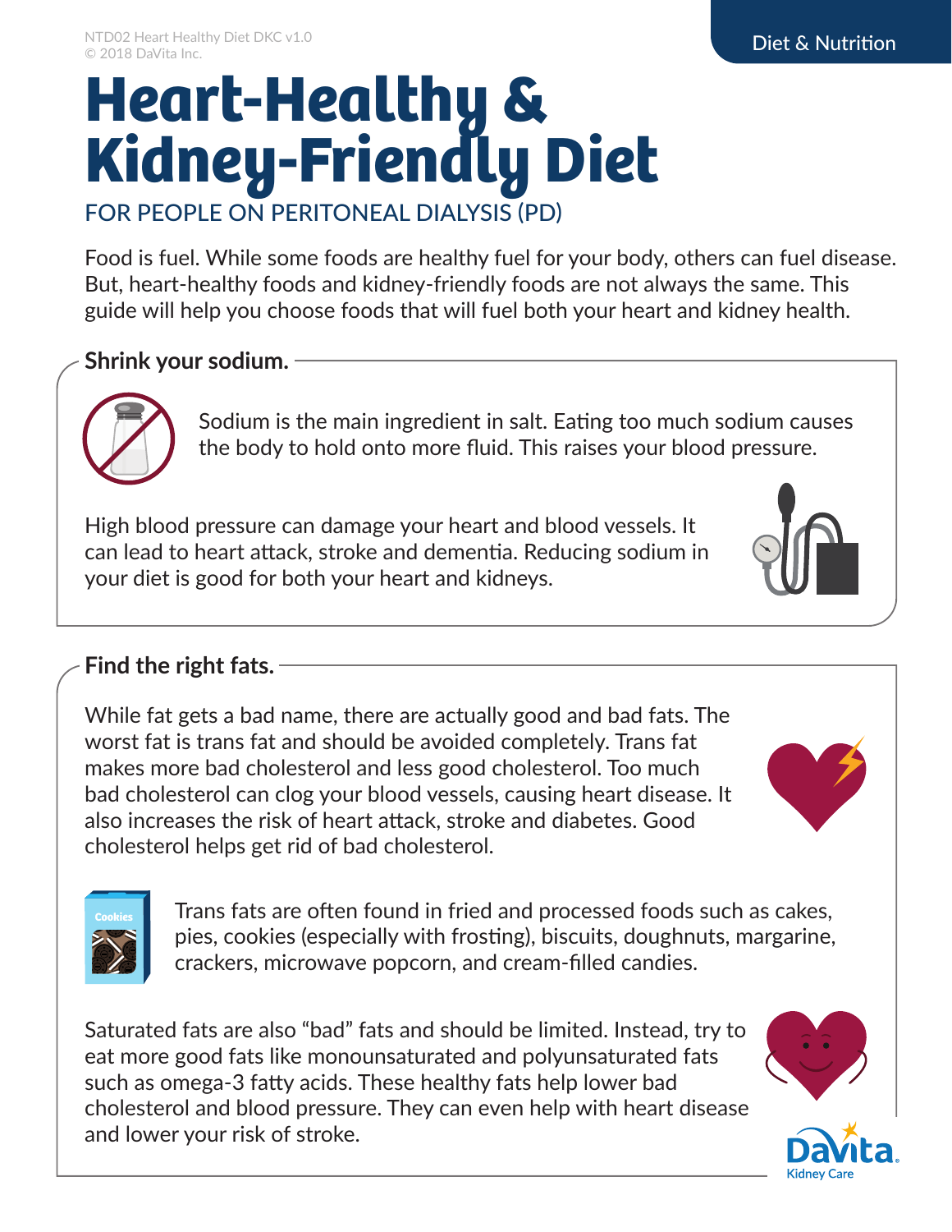# Heart-Healthy & Kidney-Friendly Diet

FOR PEOPLE ON PERITONEAL DIALYSIS (PD)

Food is fuel. While some foods are healthy fuel for your body, others can fuel disease. But, heart-healthy foods and kidney-friendly foods are not always the same. This guide will help you choose foods that will fuel both your heart and kidney health.

## Shrink your sodium.

Sodium is the main ingredient in salt. Eating too much sodium causes the body to hold onto more fluid. This raises your blood pressure.

High blood pressure can damage your heart and blood vessels. It can lead to heart attack, stroke and dementia. Reducing sodium in your diet is good for both your heart and kidneys.

## Find the right fats.

While fat gets a bad name, there are actually good and bad fats. The worst fat is trans fat and should be avoided completely. Trans fat makes more bad cholesterol and less good cholesterol. Too much bad cholesterol can clog your blood vessels, causing heart disease. It also increases the risk of heart attack, stroke and diabetes. Good cholesterol helps get rid of bad cholesterol.

Trans fats are often found in fried and processed foods such as cakes, pies, cookies (especially with frosting), biscuits, doughnuts, margarine, crackers, microwave popcorn, and cream-filled candies.

Saturated fats are also "bad" fats and should be limited. Instead, try to eat more good fats like monounsaturated and polyunsaturated fats such as omega-3 fatty acids. These healthy fats help lower bad cholesterol and blood pressure. They can even help with heart disease and lower your risk of stroke.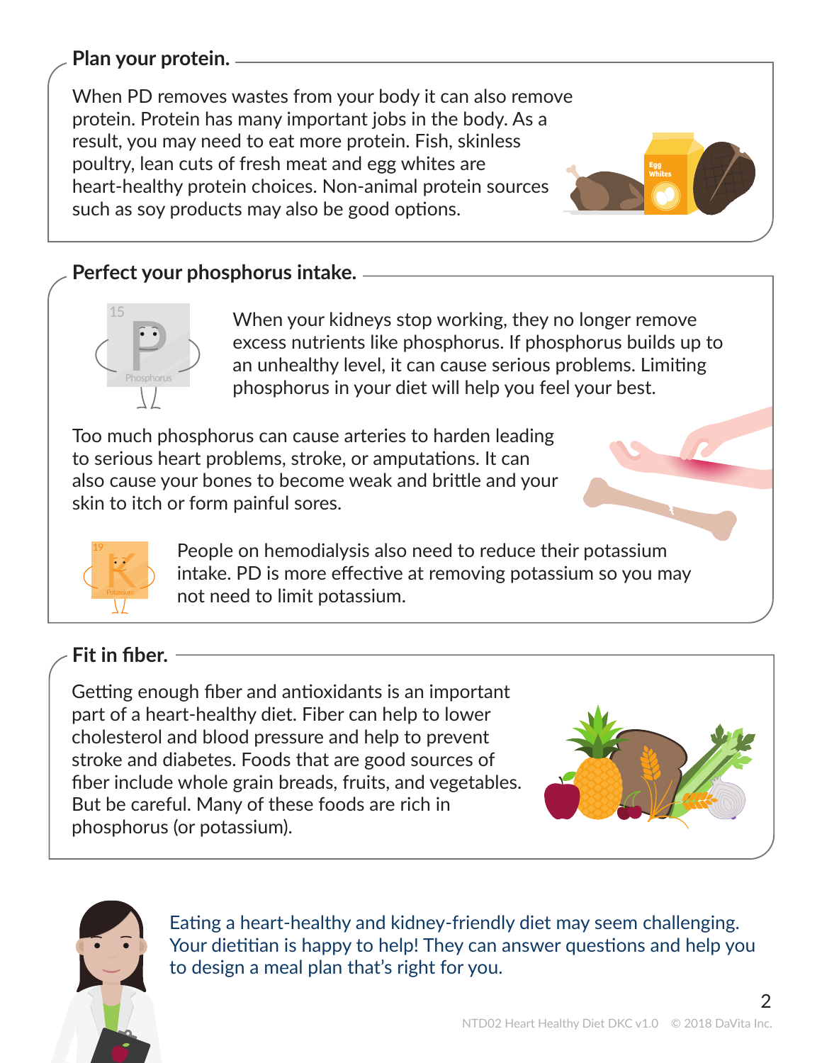## Plan your protein.

When PD removes wastes from your body it can also remove protein. Protein has many important jobs in the body. As a result, you may need to eat more protein. Fish, skinless poultry, lean cuts of fresh meat and egg whites are heart-healthy protein choices. Non-animal protein sources such as soy products may also be good options.

## Perfect your phosphorus intake.

When your kidneys stop working, they no longer remove excess nutrients like phosphorus. If phosphorus builds up to an unhealthy level, it can cause serious problems. Limiting phosphorus in your diet will help you feel your best.

Too much phosphorus can cause arteries to harden leading to serious heart problems, stroke, or amputations. It can also cause your bones to become weak and brittle and your skin to itch or form painful sores.

People on hemodialysis also need to reduce their potassium intake. PD is more effective at removing potassium so you may not need to limit potassium.

## Fit in fiber.

Getting enough fiber and antioxidants is an important part of a heart-healthy diet. Fiber can help to lower cholesterol and blood pressure and help to prevent stroke and diabetes. Foods that are good sources of fiber include whole grain breads, fruits, and vegetables. But be careful. Many of these foods are rich in phosphorus (or potassium).

Eating a heart-healthy and kidney-friendly diet may seem challenging. Your dietitian is happy to help! They can answer questions and help you to design a meal plan that's right for you.

NTD02 Heart Healthy Diet DKC v1.0 © 2018 DaVita Inc.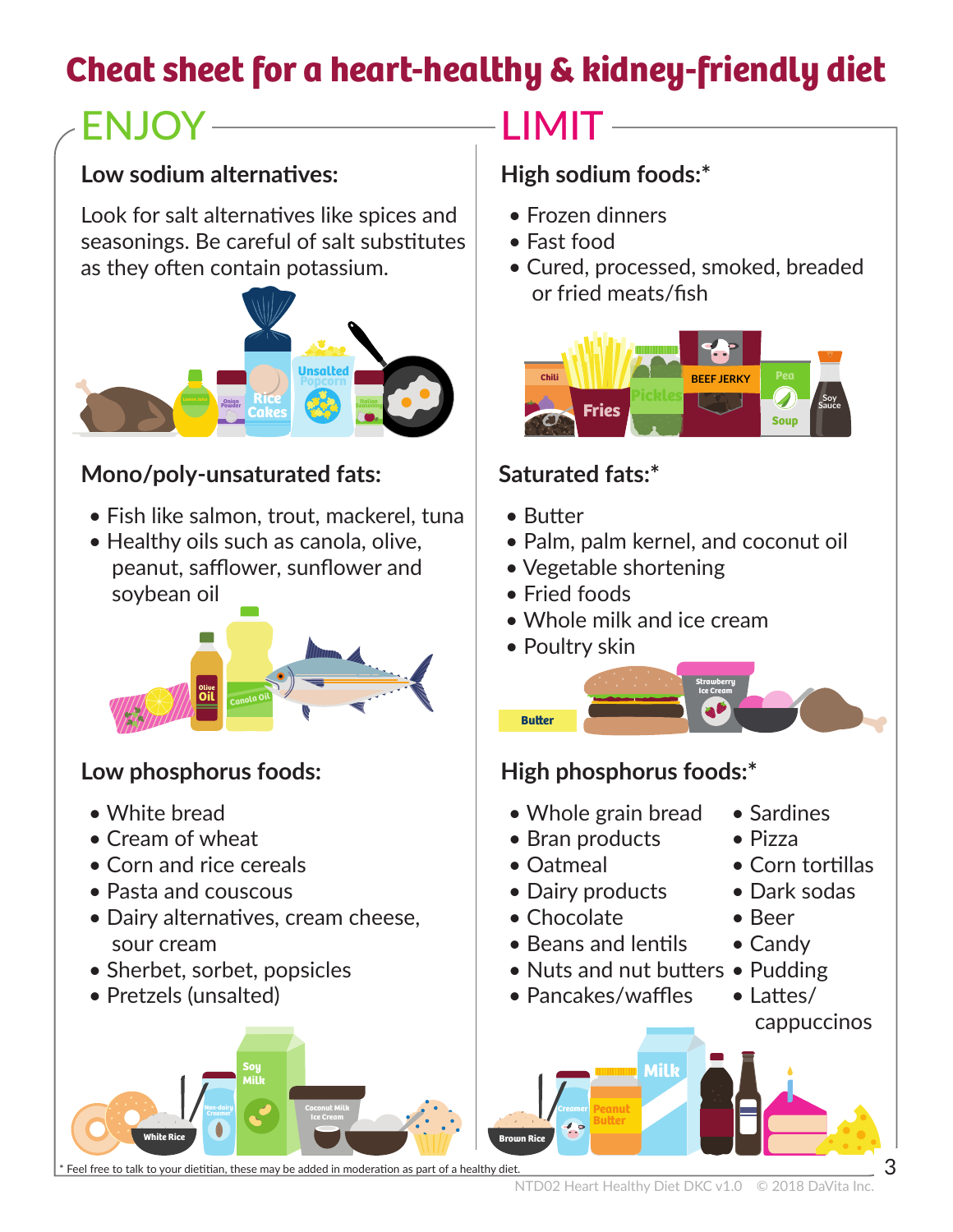# Cheat sheet for a heart-healthy & kidney-friendly diet

## ENJOY

### Low sodium alternatives:

Look for salt alternatives like spices and seasonings. Be careful of salt substitutes as they often contain potassium.

### Mono/poly-unsaturated fats:

- Fish like salmon, trout, mackerel, tuna
- Healthy oils such as canola, olive, peanut, safflower, sunflower and soybean oil

### Low phosphorus foods:

- White bread
- Cream of wheat
- Corn and rice cereals
- Pasta and couscous
- Dairy alternatives, cream cheese, sour cream
- Sherbet, sorbet, popsicles
- Pretzels (unsalted)

## LIMIT

### High sodium foods:*

- Frozen dinners
- Fast food
- Cured, processed, smoked, breaded or fried meats/fish

### Saturated fats:*

- Butter
- Palm, palm kernel, and coconut oil
- Vegetable shortening
- Fried foods
- Whole milk and ice cream
- Poultry skin

### High phosphorus foods:*

- Whole grain bread
- Bran products
- Oatmeal
- Dairy products
- Chocolate
- Beans and lentils
- Nuts and nut butters
- Pancakes/waffles
- Sardines
- Pizza
- Corn tortillas
- Dark sodas
- Beer
- Candy
- Pudding
- Lattes/cappuccinos

\* Feel free to talk to your dietitian, these may be added in moderation as part of a healthy diet.

NTD02 Heart Healthy Diet DKC v1.0 © 2018 DaVita Inc.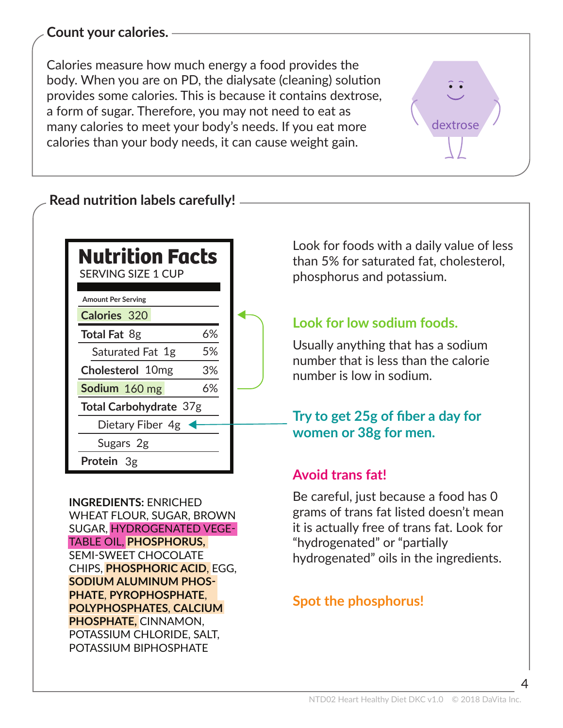## Count your calories.

Calories measure how much energy a food provides the body. When you are on PD, the dialysate (cleaning) solution provides some calories. This is because it contains dextrose, a form of sugar. Therefore, you may not need to eat as many calories to meet your body's needs. If you eat more calories than your body needs, it can cause weight gain.

dextrose

## Read nutrition labels carefully!

**Nutrition Facts**

SERVING SIZE 1 CUP

| Amount Per Serving | |
|---|---|
| **Calories** 320 | |
| **Total Fat** 8g | 6% |
| Saturated Fat 1g | 5% |
| **Cholesterol** 10mg | 3% |
| **Sodium** 160 mg | 6% |
| **Total Carbohydrate** 37g | |
| Dietary Fiber 4g | |
| Sugars 2g | |
| **Protein** 3g | |

**INGREDIENTS:** ENRICHED WHEAT FLOUR, SUGAR, BROWN SUGAR, HYDROGENATED VEGETABLE OIL, **PHOSPHORUS,** SEMI-SWEET CHOCOLATE CHIPS, **PHOSPHORIC ACID**, EGG, **SODIUM ALUMINUM PHOSPHATE**, **PYROPHOSPHATE**, **POLYPHOSPHATES**, **CALCIUM PHOSPHATE,** CINNAMON, POTASSIUM CHLORIDE, SALT, POTASSIUM BIPHOSPHATE

Look for foods with a daily value of less than 5% for saturated fat, cholesterol, phosphorus and potassium.

### Look for low sodium foods.

Usually anything that has a sodium number that is less than the calorie number is low in sodium.

### Try to get 25g of fiber a day for women or 38g for men.

### Avoid trans fat!

Be careful, just because a food has 0 grams of trans fat listed doesn't mean it is actually free of trans fat. Look for "hydrogenated" or "partially hydrogenated" oils in the ingredients.

### Spot the phosphorus!